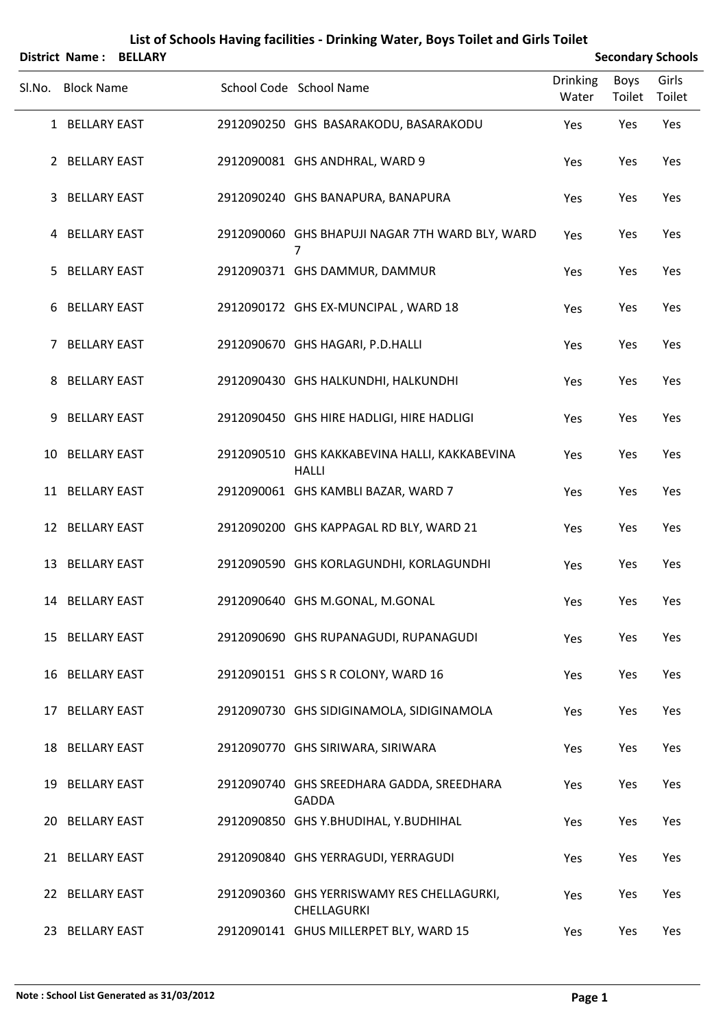# List of Schools Having facilities - Drinking Water, Boys Toilet and Girls Toilet

**District Name : BELLARY** **Secondary Schools**

| Sl.No. | Block Name | School Code | School Name | Drinking Water | Boys Toilet | Girls Toilet |
|---|---|---|---|---|---|---|
| 1 | BELLARY EAST | 2912090250 | GHS BASARAKODU, BASARAKODU | Yes | Yes | Yes |
| 2 | BELLARY EAST | 2912090081 | GHS ANDHRAL, WARD 9 | Yes | Yes | Yes |
| 3 | BELLARY EAST | 2912090240 | GHS BANAPURA, BANAPURA | Yes | Yes | Yes |
| 4 | BELLARY EAST | 2912090060 | GHS BHAPUJI NAGAR 7TH WARD BLY, WARD 7 | Yes | Yes | Yes |
| 5 | BELLARY EAST | 2912090371 | GHS DAMMUR, DAMMUR | Yes | Yes | Yes |
| 6 | BELLARY EAST | 2912090172 | GHS EX-MUNCIPAL , WARD 18 | Yes | Yes | Yes |
| 7 | BELLARY EAST | 2912090670 | GHS HAGARI, P.D.HALLI | Yes | Yes | Yes |
| 8 | BELLARY EAST | 2912090430 | GHS HALKUNDHI, HALKUNDHI | Yes | Yes | Yes |
| 9 | BELLARY EAST | 2912090450 | GHS HIRE HADLIGI, HIRE HADLIGI | Yes | Yes | Yes |
| 10 | BELLARY EAST | 2912090510 | GHS KAKKABEVINA HALLI, KAKKABEVINA HALLI | Yes | Yes | Yes |
| 11 | BELLARY EAST | 2912090061 | GHS KAMBLI BAZAR, WARD 7 | Yes | Yes | Yes |
| 12 | BELLARY EAST | 2912090200 | GHS KAPPAGAL RD BLY, WARD 21 | Yes | Yes | Yes |
| 13 | BELLARY EAST | 2912090590 | GHS KORLAGUNDHI, KORLAGUNDHI | Yes | Yes | Yes |
| 14 | BELLARY EAST | 2912090640 | GHS M.GONAL, M.GONAL | Yes | Yes | Yes |
| 15 | BELLARY EAST | 2912090690 | GHS RUPANAGUDI, RUPANAGUDI | Yes | Yes | Yes |
| 16 | BELLARY EAST | 2912090151 | GHS S R COLONY, WARD 16 | Yes | Yes | Yes |
| 17 | BELLARY EAST | 2912090730 | GHS SIDIGINAMOLA, SIDIGINAMOLA | Yes | Yes | Yes |
| 18 | BELLARY EAST | 2912090770 | GHS SIRIWARA, SIRIWARA | Yes | Yes | Yes |
| 19 | BELLARY EAST | 2912090740 | GHS SREEDHARA GADDA, SREEDHARA GADDA | Yes | Yes | Yes |
| 20 | BELLARY EAST | 2912090850 | GHS Y.BHUDIHAL, Y.BUDHIHAL | Yes | Yes | Yes |
| 21 | BELLARY EAST | 2912090840 | GHS YERRAGUDI, YERRAGUDI | Yes | Yes | Yes |
| 22 | BELLARY EAST | 2912090360 | GHS YERRISWAMY RES CHELLAGURKI, CHELLAGURKI | Yes | Yes | Yes |
| 23 | BELLARY EAST | 2912090141 | GHUS MILLERPET BLY, WARD 15 | Yes | Yes | Yes |

**Note : School List Generated as 31/03/2012**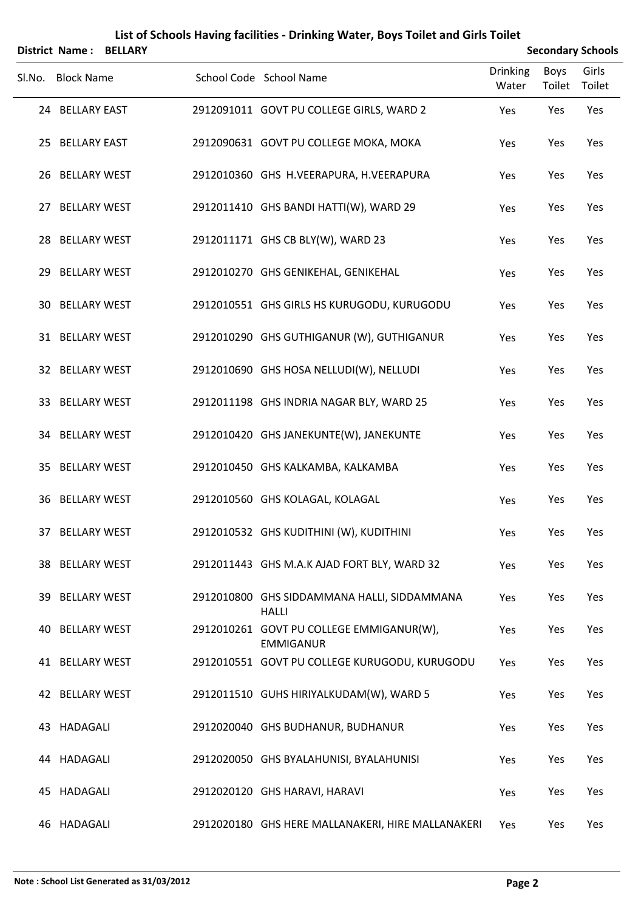## List of Schools Having facilities - Drinking Water, Boys Toilet and Girls Toilet

**District Name : BELLARY** **Secondary Schools**

| Sl.No. | Block Name | School Code | School Name | Drinking Water | Boys Toilet | Girls Toilet |
|---|---|---|---|---|---|---|
| 24 | BELLARY EAST | 2912091011 | GOVT PU COLLEGE GIRLS, WARD 2 | Yes | Yes | Yes |
| 25 | BELLARY EAST | 2912090631 | GOVT PU COLLEGE MOKA, MOKA | Yes | Yes | Yes |
| 26 | BELLARY WEST | 2912010360 | GHS H.VEERAPURA, H.VEERAPURA | Yes | Yes | Yes |
| 27 | BELLARY WEST | 2912011410 | GHS BANDI HATTI(W), WARD 29 | Yes | Yes | Yes |
| 28 | BELLARY WEST | 2912011171 | GHS CB BLY(W), WARD 23 | Yes | Yes | Yes |
| 29 | BELLARY WEST | 2912010270 | GHS GENIKEHAL, GENIKEHAL | Yes | Yes | Yes |
| 30 | BELLARY WEST | 2912010551 | GHS GIRLS HS KURUGODU, KURUGODU | Yes | Yes | Yes |
| 31 | BELLARY WEST | 2912010290 | GHS GUTHIGANUR (W), GUTHIGANUR | Yes | Yes | Yes |
| 32 | BELLARY WEST | 2912010690 | GHS HOSA NELLUDI(W), NELLUDI | Yes | Yes | Yes |
| 33 | BELLARY WEST | 2912011198 | GHS INDRIA NAGAR BLY, WARD 25 | Yes | Yes | Yes |
| 34 | BELLARY WEST | 2912010420 | GHS JANEKUNTE(W), JANEKUNTE | Yes | Yes | Yes |
| 35 | BELLARY WEST | 2912010450 | GHS KALKAMBA, KALKAMBA | Yes | Yes | Yes |
| 36 | BELLARY WEST | 2912010560 | GHS KOLAGAL, KOLAGAL | Yes | Yes | Yes |
| 37 | BELLARY WEST | 2912010532 | GHS KUDITHINI (W), KUDITHINI | Yes | Yes | Yes |
| 38 | BELLARY WEST | 2912011443 | GHS M.A.K AJAD FORT BLY, WARD 32 | Yes | Yes | Yes |
| 39 | BELLARY WEST | 2912010800 | GHS SIDDAMMANA HALLI, SIDDAMMANA HALLI | Yes | Yes | Yes |
| 40 | BELLARY WEST | 2912010261 | GOVT PU COLLEGE EMMIGANUR(W), EMMIGANUR | Yes | Yes | Yes |
| 41 | BELLARY WEST | 2912010551 | GOVT PU COLLEGE KURUGODU, KURUGODU | Yes | Yes | Yes |
| 42 | BELLARY WEST | 2912011510 | GUHS HIRIYALKUDAM(W), WARD 5 | Yes | Yes | Yes |
| 43 | HADAGALI | 2912020040 | GHS BUDHANUR, BUDHANUR | Yes | Yes | Yes |
| 44 | HADAGALI | 2912020050 | GHS BYALAHUNISI, BYALAHUNISI | Yes | Yes | Yes |
| 45 | HADAGALI | 2912020120 | GHS HARAVI, HARAVI | Yes | Yes | Yes |
| 46 | HADAGALI | 2912020180 | GHS HERE MALLANAKERI, HIRE MALLANAKERI | Yes | Yes | Yes |

**Note : School List Generated as 31/03/2012**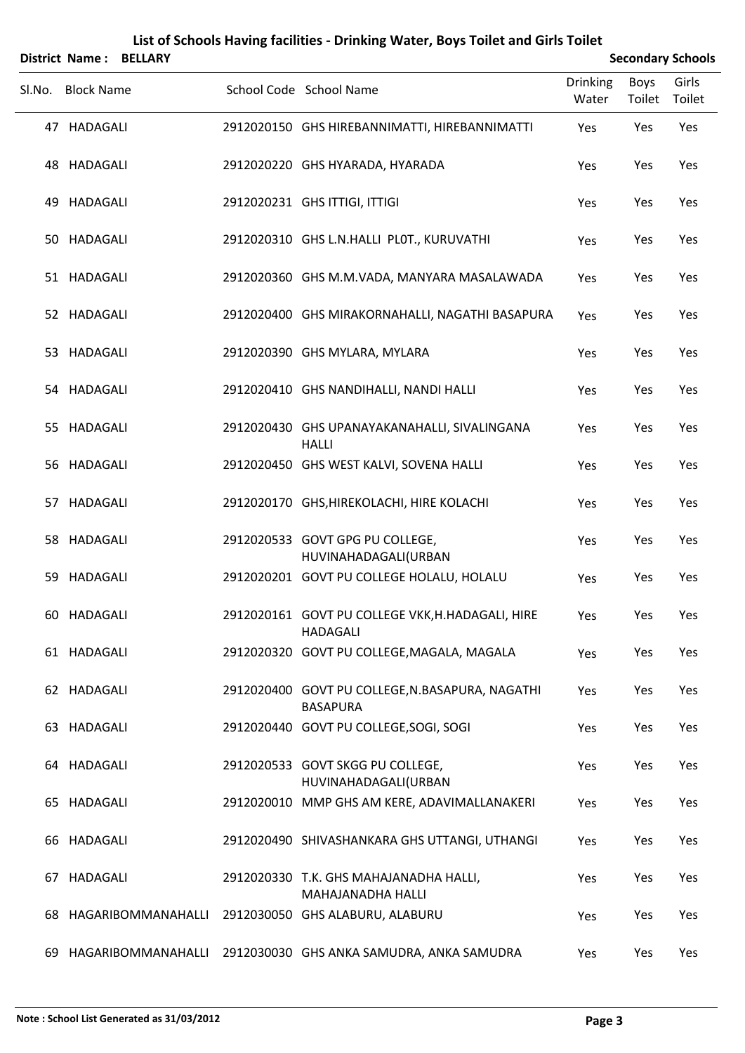# List of Schools Having facilities - Drinking Water, Boys Toilet and Girls Toilet

**District Name : BELLARY** | **Secondary Schools**

| Sl.No. | Block Name | School Code | School Name | Drinking Water | Boys Toilet | Girls Toilet |
|---|---|---|---|---|---|---|
| 47 | HADAGALI | 2912020150 | GHS HIREBANNIMATTI, HIREBANNIMATTI | Yes | Yes | Yes |
| 48 | HADAGALI | 2912020220 | GHS HYARADA, HYARADA | Yes | Yes | Yes |
| 49 | HADAGALI | 2912020231 | GHS ITTIGI, ITTIGI | Yes | Yes | Yes |
| 50 | HADAGALI | 2912020310 | GHS L.N.HALLI PL0T., KURUVATHI | Yes | Yes | Yes |
| 51 | HADAGALI | 2912020360 | GHS M.M.VADA, MANYARA MASALAWADA | Yes | Yes | Yes |
| 52 | HADAGALI | 2912020400 | GHS MIRAKORNAHALLI, NAGATHI BASAPURA | Yes | Yes | Yes |
| 53 | HADAGALI | 2912020390 | GHS MYLARA, MYLARA | Yes | Yes | Yes |
| 54 | HADAGALI | 2912020410 | GHS NANDIHALLI, NANDI HALLI | Yes | Yes | Yes |
| 55 | HADAGALI | 2912020430 | GHS UPANAYAKANAHALLI, SIVALINGANA HALLI | Yes | Yes | Yes |
| 56 | HADAGALI | 2912020450 | GHS WEST KALVI, SOVENA HALLI | Yes | Yes | Yes |
| 57 | HADAGALI | 2912020170 | GHS,HIREKOLACHI, HIRE KOLACHI | Yes | Yes | Yes |
| 58 | HADAGALI | 2912020533 | GOVT GPG PU COLLEGE, HUVINAHADAGALI(URBAN | Yes | Yes | Yes |
| 59 | HADAGALI | 2912020201 | GOVT PU COLLEGE HOLALU, HOLALU | Yes | Yes | Yes |
| 60 | HADAGALI | 2912020161 | GOVT PU COLLEGE VKK,H.HADAGALI, HIRE HADAGALI | Yes | Yes | Yes |
| 61 | HADAGALI | 2912020320 | GOVT PU COLLEGE,MAGALA, MAGALA | Yes | Yes | Yes |
| 62 | HADAGALI | 2912020400 | GOVT PU COLLEGE,N.BASAPURA, NAGATHI BASAPURA | Yes | Yes | Yes |
| 63 | HADAGALI | 2912020440 | GOVT PU COLLEGE,SOGI, SOGI | Yes | Yes | Yes |
| 64 | HADAGALI | 2912020533 | GOVT SKGG PU COLLEGE, HUVINAHADAGALI(URBAN | Yes | Yes | Yes |
| 65 | HADAGALI | 2912020010 | MMP GHS AM KERE, ADAVIMALLANAKERI | Yes | Yes | Yes |
| 66 | HADAGALI | 2912020490 | SHIVASHANKARA GHS UTTANGI, UTHANGI | Yes | Yes | Yes |
| 67 | HADAGALI | 2912020330 | T.K. GHS MAHAJANADHA HALLI, MAHAJANADHA HALLI | Yes | Yes | Yes |
| 68 | HAGARIBOMMANAHALLI | 2912030050 | GHS ALABURU, ALABURU | Yes | Yes | Yes |
| 69 | HAGARIBOMMANAHALLI | 2912030030 | GHS ANKA SAMUDRA, ANKA SAMUDRA | Yes | Yes | Yes |

**Note : School List Generated as 31/03/2012**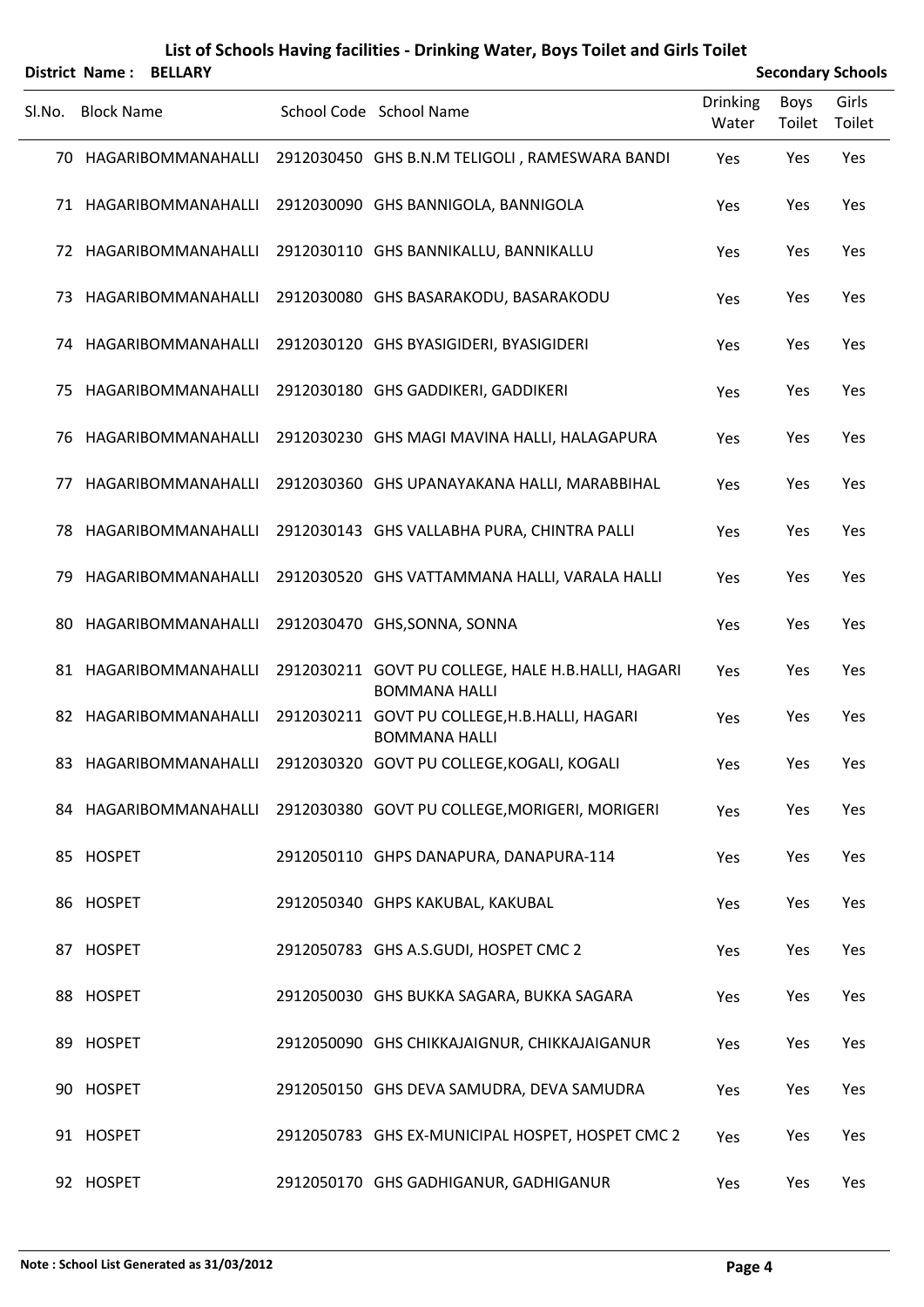# List of Schools Having facilities - Drinking Water, Boys Toilet and Girls Toilet

**District Name : BELLARY** **Secondary Schools**

| Sl.No. | Block Name | School Code | School Name | Drinking Water | Boys Toilet | Girls Toilet |
|---|---|---|---|---|---|---|
| 70 | HAGARIBOMMANAHALLI | 2912030450 | GHS B.N.M TELIGOLI , RAMESWARA BANDI | Yes | Yes | Yes |
| 71 | HAGARIBOMMANAHALLI | 2912030090 | GHS BANNIGOLA, BANNIGOLA | Yes | Yes | Yes |
| 72 | HAGARIBOMMANAHALLI | 2912030110 | GHS BANNIKALLU, BANNIKALLU | Yes | Yes | Yes |
| 73 | HAGARIBOMMANAHALLI | 2912030080 | GHS BASARAKODU, BASARAKODU | Yes | Yes | Yes |
| 74 | HAGARIBOMMANAHALLI | 2912030120 | GHS BYASIGIDERI, BYASIGIDERI | Yes | Yes | Yes |
| 75 | HAGARIBOMMANAHALLI | 2912030180 | GHS GADDIKERI, GADDIKERI | Yes | Yes | Yes |
| 76 | HAGARIBOMMANAHALLI | 2912030230 | GHS MAGI MAVINA HALLI, HALAGAPURA | Yes | Yes | Yes |
| 77 | HAGARIBOMMANAHALLI | 2912030360 | GHS UPANAYAKANA HALLI, MARABBIHAL | Yes | Yes | Yes |
| 78 | HAGARIBOMMANAHALLI | 2912030143 | GHS VALLABHA PURA, CHINTRA PALLI | Yes | Yes | Yes |
| 79 | HAGARIBOMMANAHALLI | 2912030520 | GHS VATTAMMANA HALLI, VARALA HALLI | Yes | Yes | Yes |
| 80 | HAGARIBOMMANAHALLI | 2912030470 | GHS,SONNA, SONNA | Yes | Yes | Yes |
| 81 | HAGARIBOMMANAHALLI | 2912030211 | GOVT PU COLLEGE, HALE H.B.HALLI, HAGARI BOMMANA HALLI | Yes | Yes | Yes |
| 82 | HAGARIBOMMANAHALLI | 2912030211 | GOVT PU COLLEGE,H.B.HALLI, HAGARI BOMMANA HALLI | Yes | Yes | Yes |
| 83 | HAGARIBOMMANAHALLI | 2912030320 | GOVT PU COLLEGE,KOGALI, KOGALI | Yes | Yes | Yes |
| 84 | HAGARIBOMMANAHALLI | 2912030380 | GOVT PU COLLEGE,MORIGERI, MORIGERI | Yes | Yes | Yes |
| 85 | HOSPET | 2912050110 | GHPS DANAPURA, DANAPURA-114 | Yes | Yes | Yes |
| 86 | HOSPET | 2912050340 | GHPS KAKUBAL, KAKUBAL | Yes | Yes | Yes |
| 87 | HOSPET | 2912050783 | GHS A.S.GUDI, HOSPET CMC 2 | Yes | Yes | Yes |
| 88 | HOSPET | 2912050030 | GHS BUKKA SAGARA, BUKKA SAGARA | Yes | Yes | Yes |
| 89 | HOSPET | 2912050090 | GHS CHIKKAJAIGNUR, CHIKKAJAIGANUR | Yes | Yes | Yes |
| 90 | HOSPET | 2912050150 | GHS DEVA SAMUDRA, DEVA SAMUDRA | Yes | Yes | Yes |
| 91 | HOSPET | 2912050783 | GHS EX-MUNICIPAL HOSPET, HOSPET CMC 2 | Yes | Yes | Yes |
| 92 | HOSPET | 2912050170 | GHS GADHIGANUR, GADHIGANUR | Yes | Yes | Yes |

**Note : School List Generated as 31/03/2012**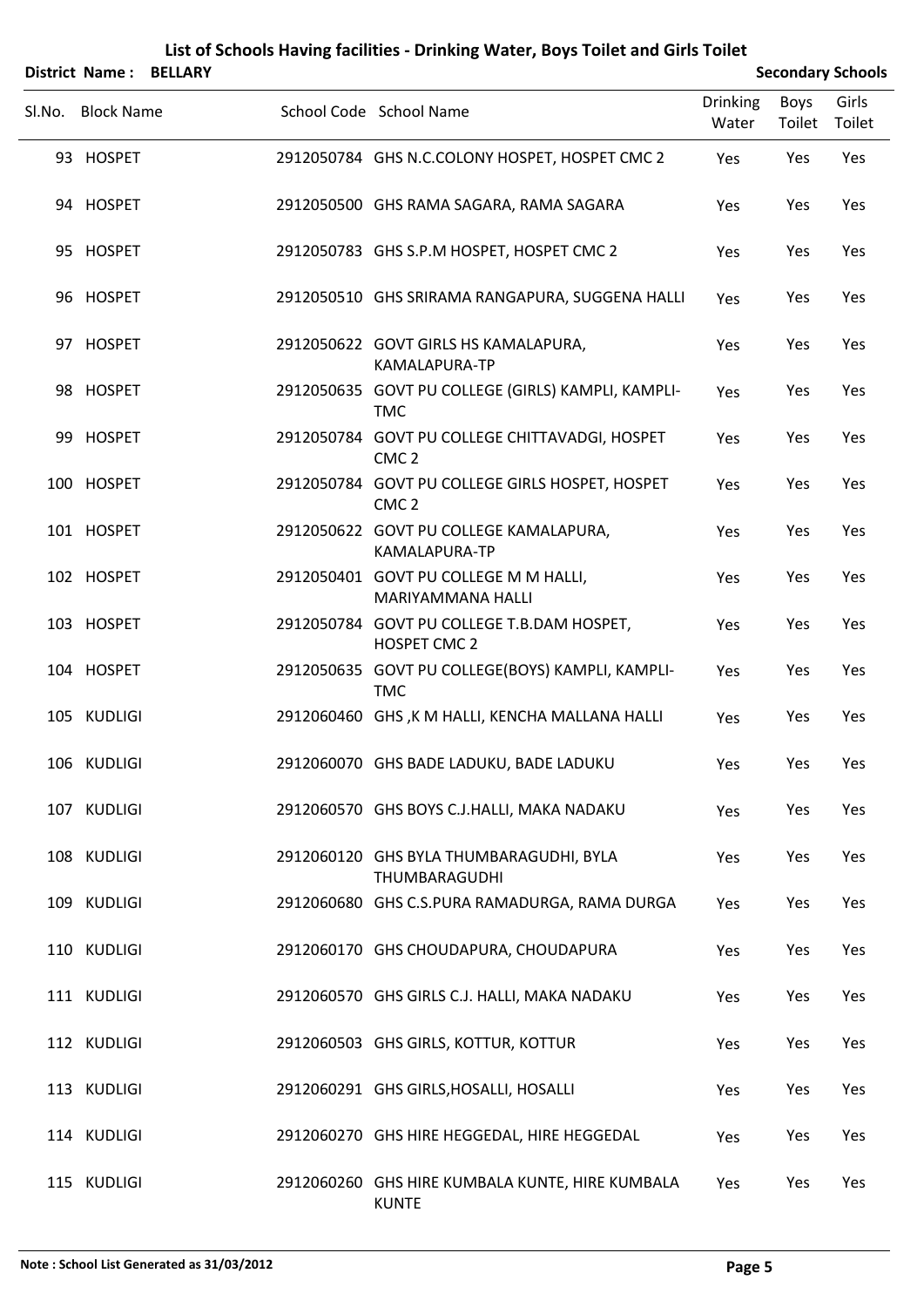# List of Schools Having facilities - Drinking Water, Boys Toilet and Girls Toilet

**District Name : BELLARY** **Secondary Schools**

| Sl.No. | Block Name | School Code | School Name | Drinking Water | Boys Toilet | Girls Toilet |
|---|---|---|---|---|---|---|
| 93 | HOSPET | 2912050784 | GHS N.C.COLONY HOSPET, HOSPET CMC 2 | Yes | Yes | Yes |
| 94 | HOSPET | 2912050500 | GHS RAMA SAGARA, RAMA SAGARA | Yes | Yes | Yes |
| 95 | HOSPET | 2912050783 | GHS S.P.M HOSPET, HOSPET CMC 2 | Yes | Yes | Yes |
| 96 | HOSPET | 2912050510 | GHS SRIRAMA RANGAPURA, SUGGENA HALLI | Yes | Yes | Yes |
| 97 | HOSPET | 2912050622 | GOVT GIRLS HS KAMALAPURA, KAMALAPURA-TP | Yes | Yes | Yes |
| 98 | HOSPET | 2912050635 | GOVT PU COLLEGE (GIRLS) KAMPLI, KAMPLI-TMC | Yes | Yes | Yes |
| 99 | HOSPET | 2912050784 | GOVT PU COLLEGE CHITTAVADGI, HOSPET CMC 2 | Yes | Yes | Yes |
| 100 | HOSPET | 2912050784 | GOVT PU COLLEGE GIRLS HOSPET, HOSPET CMC 2 | Yes | Yes | Yes |
| 101 | HOSPET | 2912050622 | GOVT PU COLLEGE KAMALAPURA, KAMALAPURA-TP | Yes | Yes | Yes |
| 102 | HOSPET | 2912050401 | GOVT PU COLLEGE M M HALLI, MARIYAMMANA HALLI | Yes | Yes | Yes |
| 103 | HOSPET | 2912050784 | GOVT PU COLLEGE T.B.DAM HOSPET, HOSPET CMC 2 | Yes | Yes | Yes |
| 104 | HOSPET | 2912050635 | GOVT PU COLLEGE(BOYS) KAMPLI, KAMPLI-TMC | Yes | Yes | Yes |
| 105 | KUDLIGI | 2912060460 | GHS ,K M HALLI, KENCHA MALLANA HALLI | Yes | Yes | Yes |
| 106 | KUDLIGI | 2912060070 | GHS BADE LADUKU, BADE LADUKU | Yes | Yes | Yes |
| 107 | KUDLIGI | 2912060570 | GHS BOYS C.J.HALLI, MAKA NADAKU | Yes | Yes | Yes |
| 108 | KUDLIGI | 2912060120 | GHS BYLA THUMBARAGUDHI, BYLA THUMBARAGUDHI | Yes | Yes | Yes |
| 109 | KUDLIGI | 2912060680 | GHS C.S.PURA RAMADURGA, RAMA DURGA | Yes | Yes | Yes |
| 110 | KUDLIGI | 2912060170 | GHS CHOUDAPURA, CHOUDAPURA | Yes | Yes | Yes |
| 111 | KUDLIGI | 2912060570 | GHS GIRLS C.J. HALLI, MAKA NADAKU | Yes | Yes | Yes |
| 112 | KUDLIGI | 2912060503 | GHS GIRLS, KOTTUR, KOTTUR | Yes | Yes | Yes |
| 113 | KUDLIGI | 2912060291 | GHS GIRLS,HOSALLI, HOSALLI | Yes | Yes | Yes |
| 114 | KUDLIGI | 2912060270 | GHS HIRE HEGGEDAL, HIRE HEGGEDAL | Yes | Yes | Yes |
| 115 | KUDLIGI | 2912060260 | GHS HIRE KUMBALA KUNTE, HIRE KUMBALA KUNTE | Yes | Yes | Yes |

**Note : School List Generated as 31/03/2012**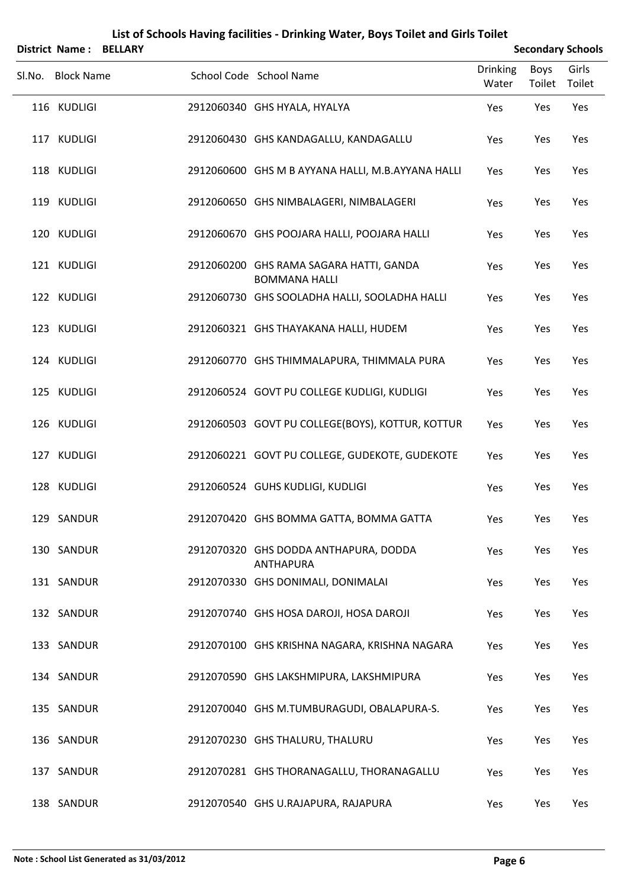# List of Schools Having facilities - Drinking Water, Boys Toilet and Girls Toilet

**District Name : BELLARY** **Secondary Schools**

| Sl.No. | Block Name | School Code | School Name | Drinking Water | Boys Toilet | Girls Toilet |
|---|---|---|---|---|---|---|
| 116 | KUDLIGI | 2912060340 | GHS HYALA, HYALYA | Yes | Yes | Yes |
| 117 | KUDLIGI | 2912060430 | GHS KANDAGALLU, KANDAGALLU | Yes | Yes | Yes |
| 118 | KUDLIGI | 2912060600 | GHS M B AYYANA HALLI, M.B.AYYANA HALLI | Yes | Yes | Yes |
| 119 | KUDLIGI | 2912060650 | GHS NIMBALAGERI, NIMBALAGERI | Yes | Yes | Yes |
| 120 | KUDLIGI | 2912060670 | GHS POOJARA HALLI, POOJARA HALLI | Yes | Yes | Yes |
| 121 | KUDLIGI | 2912060200 | GHS RAMA SAGARA HATTI, GANDA BOMMANA HALLI | Yes | Yes | Yes |
| 122 | KUDLIGI | 2912060730 | GHS SOOLADHA HALLI, SOOLADHA HALLI | Yes | Yes | Yes |
| 123 | KUDLIGI | 2912060321 | GHS THAYAKANA HALLI, HUDEM | Yes | Yes | Yes |
| 124 | KUDLIGI | 2912060770 | GHS THIMMALAPURA, THIMMALA PURA | Yes | Yes | Yes |
| 125 | KUDLIGI | 2912060524 | GOVT PU COLLEGE KUDLIGI, KUDLIGI | Yes | Yes | Yes |
| 126 | KUDLIGI | 2912060503 | GOVT PU COLLEGE(BOYS), KOTTUR, KOTTUR | Yes | Yes | Yes |
| 127 | KUDLIGI | 2912060221 | GOVT PU COLLEGE, GUDEKOTE, GUDEKOTE | Yes | Yes | Yes |
| 128 | KUDLIGI | 2912060524 | GUHS KUDLIGI, KUDLIGI | Yes | Yes | Yes |
| 129 | SANDUR | 2912070420 | GHS BOMMA GATTA, BOMMA GATTA | Yes | Yes | Yes |
| 130 | SANDUR | 2912070320 | GHS DODDA ANTHAPURA, DODDA ANTHAPURA | Yes | Yes | Yes |
| 131 | SANDUR | 2912070330 | GHS DONIMALI, DONIMALAI | Yes | Yes | Yes |
| 132 | SANDUR | 2912070740 | GHS HOSA DAROJI, HOSA DAROJI | Yes | Yes | Yes |
| 133 | SANDUR | 2912070100 | GHS KRISHNA NAGARA, KRISHNA NAGARA | Yes | Yes | Yes |
| 134 | SANDUR | 2912070590 | GHS LAKSHMIPURA, LAKSHMIPURA | Yes | Yes | Yes |
| 135 | SANDUR | 2912070040 | GHS M.TUMBURAGUDI, OBALAPURA-S. | Yes | Yes | Yes |
| 136 | SANDUR | 2912070230 | GHS THALURU, THALURU | Yes | Yes | Yes |
| 137 | SANDUR | 2912070281 | GHS THORANAGALLU, THORANAGALLU | Yes | Yes | Yes |
| 138 | SANDUR | 2912070540 | GHS U.RAJAPURA, RAJAPURA | Yes | Yes | Yes |

**Note : School List Generated as 31/03/2012**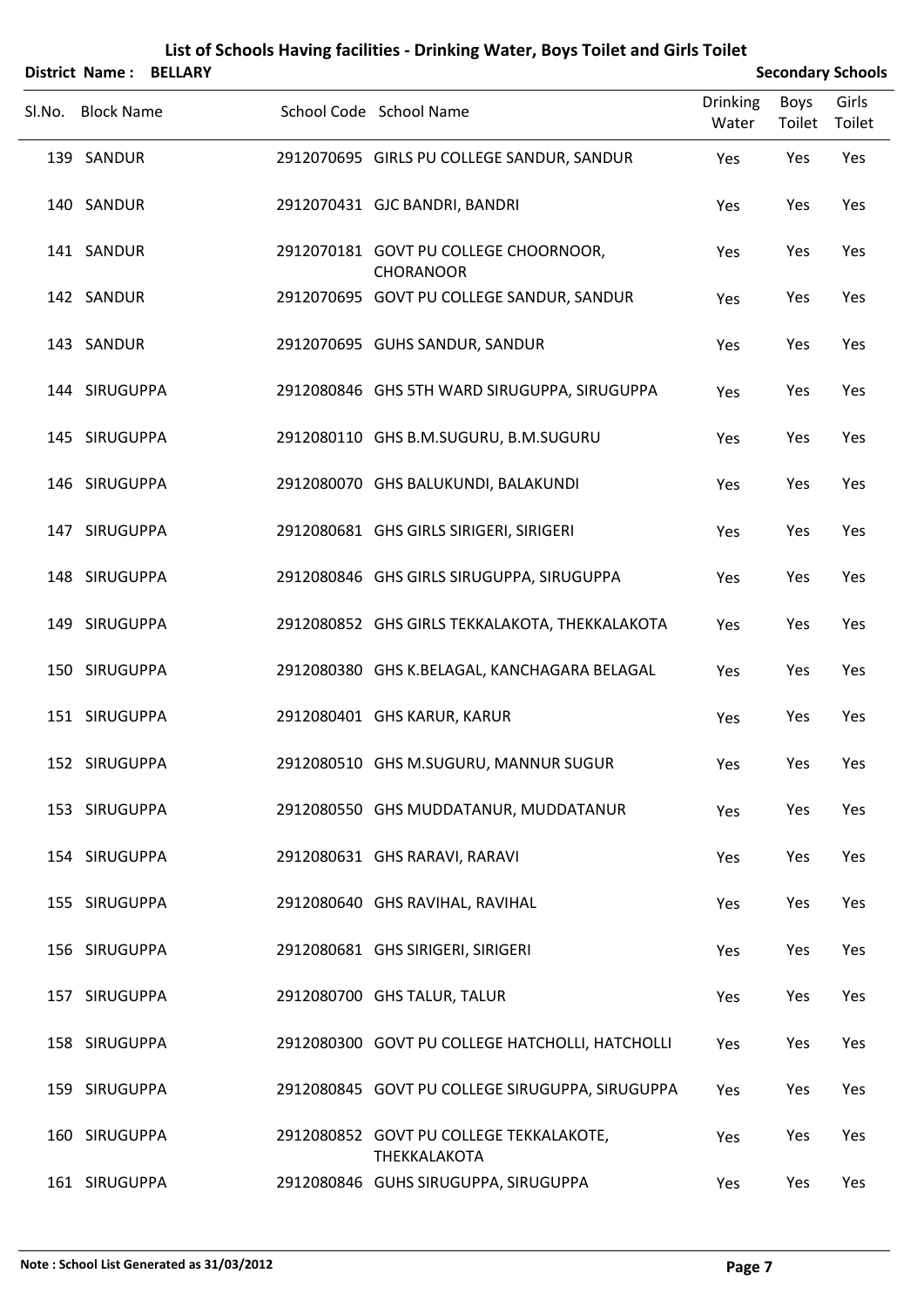# List of Schools Having facilities - Drinking Water, Boys Toilet and Girls Toilet

**District Name : BELLARY** **Secondary Schools**

| Sl.No. | Block Name | School Code | School Name | Drinking Water | Boys Toilet | Girls Toilet |
|---|---|---|---|---|---|---|
| 139 | SANDUR | 2912070695 | GIRLS PU COLLEGE SANDUR, SANDUR | Yes | Yes | Yes |
| 140 | SANDUR | 2912070431 | GJC BANDRI, BANDRI | Yes | Yes | Yes |
| 141 | SANDUR | 2912070181 | GOVT PU COLLEGE CHOORNOOR, CHORANOOR | Yes | Yes | Yes |
| 142 | SANDUR | 2912070695 | GOVT PU COLLEGE SANDUR, SANDUR | Yes | Yes | Yes |
| 143 | SANDUR | 2912070695 | GUHS SANDUR, SANDUR | Yes | Yes | Yes |
| 144 | SIRUGUPPA | 2912080846 | GHS 5TH WARD SIRUGUPPA, SIRUGUPPA | Yes | Yes | Yes |
| 145 | SIRUGUPPA | 2912080110 | GHS B.M.SUGURU, B.M.SUGURU | Yes | Yes | Yes |
| 146 | SIRUGUPPA | 2912080070 | GHS BALUKUNDI, BALAKUNDI | Yes | Yes | Yes |
| 147 | SIRUGUPPA | 2912080681 | GHS GIRLS SIRIGERI, SIRIGERI | Yes | Yes | Yes |
| 148 | SIRUGUPPA | 2912080846 | GHS GIRLS SIRUGUPPA, SIRUGUPPA | Yes | Yes | Yes |
| 149 | SIRUGUPPA | 2912080852 | GHS GIRLS TEKKALAKOTA, THEKKALAKOTA | Yes | Yes | Yes |
| 150 | SIRUGUPPA | 2912080380 | GHS K.BELAGAL, KANCHAGARA BELAGAL | Yes | Yes | Yes |
| 151 | SIRUGUPPA | 2912080401 | GHS KARUR, KARUR | Yes | Yes | Yes |
| 152 | SIRUGUPPA | 2912080510 | GHS M.SUGURU, MANNUR SUGUR | Yes | Yes | Yes |
| 153 | SIRUGUPPA | 2912080550 | GHS MUDDATANUR, MUDDATANUR | Yes | Yes | Yes |
| 154 | SIRUGUPPA | 2912080631 | GHS RARAVI, RARAVI | Yes | Yes | Yes |
| 155 | SIRUGUPPA | 2912080640 | GHS RAVIHAL, RAVIHAL | Yes | Yes | Yes |
| 156 | SIRUGUPPA | 2912080681 | GHS SIRIGERI, SIRIGERI | Yes | Yes | Yes |
| 157 | SIRUGUPPA | 2912080700 | GHS TALUR, TALUR | Yes | Yes | Yes |
| 158 | SIRUGUPPA | 2912080300 | GOVT PU COLLEGE HATCHOLLI, HATCHOLLI | Yes | Yes | Yes |
| 159 | SIRUGUPPA | 2912080845 | GOVT PU COLLEGE SIRUGUPPA, SIRUGUPPA | Yes | Yes | Yes |
| 160 | SIRUGUPPA | 2912080852 | GOVT PU COLLEGE TEKKALAKOTE, THEKKALAKOTA | Yes | Yes | Yes |
| 161 | SIRUGUPPA | 2912080846 | GUHS SIRUGUPPA, SIRUGUPPA | Yes | Yes | Yes |

**Note : School List Generated as 31/03/2012**